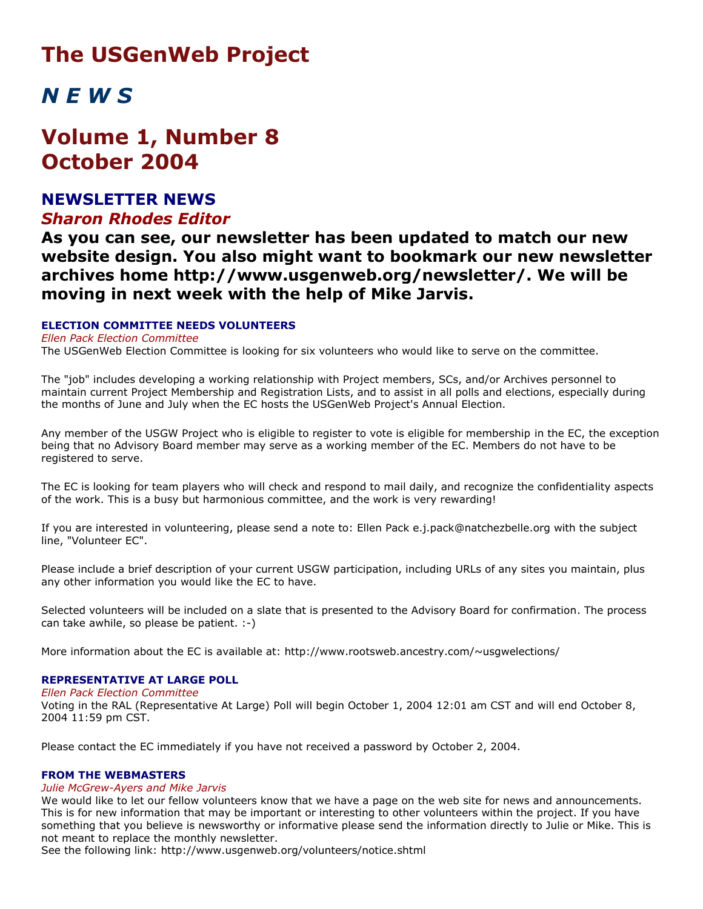# The USGenWeb Project

# *N E W S*

# Volume 1, Number 8
# October 2004

## NEWSLETTER NEWS

### *Sharon Rhodes Editor*

**As you can see, our newsletter has been updated to match our new website design. You also might want to bookmark our new newsletter archives home http://www.usgenweb.org/newsletter/. We will be moving in next week with the help of Mike Jarvis.**

#### ELECTION COMMITTEE NEEDS VOLUNTEERS

*Ellen Pack Election Committee*

The USGenWeb Election Committee is looking for six volunteers who would like to serve on the committee.

The "job" includes developing a working relationship with Project members, SCs, and/or Archives personnel to maintain current Project Membership and Registration Lists, and to assist in all polls and elections, especially during the months of June and July when the EC hosts the USGenWeb Project's Annual Election.

Any member of the USGW Project who is eligible to register to vote is eligible for membership in the EC, the exception being that no Advisory Board member may serve as a working member of the EC. Members do not have to be registered to serve.

The EC is looking for team players who will check and respond to mail daily, and recognize the confidentiality aspects of the work. This is a busy but harmonious committee, and the work is very rewarding!

If you are interested in volunteering, please send a note to: Ellen Pack e.j.pack@natchezbelle.org with the subject line, "Volunteer EC".

Please include a brief description of your current USGW participation, including URLs of any sites you maintain, plus any other information you would like the EC to have.

Selected volunteers will be included on a slate that is presented to the Advisory Board for confirmation. The process can take awhile, so please be patient. :-)

More information about the EC is available at: http://www.rootsweb.ancestry.com/~usgwelections/

#### REPRESENTATIVE AT LARGE POLL

*Ellen Pack Election Committee*

Voting in the RAL (Representative At Large) Poll will begin October 1, 2004 12:01 am CST and will end October 8, 2004 11:59 pm CST.

Please contact the EC immediately if you have not received a password by October 2, 2004.

#### FROM THE WEBMASTERS

*Julie McGrew-Ayers and Mike Jarvis*

We would like to let our fellow volunteers know that we have a page on the web site for news and announcements. This is for new information that may be important or interesting to other volunteers within the project. If you have something that you believe is newsworthy or informative please send the information directly to Julie or Mike. This is not meant to replace the monthly newsletter.
See the following link: http://www.usgenweb.org/volunteers/notice.shtml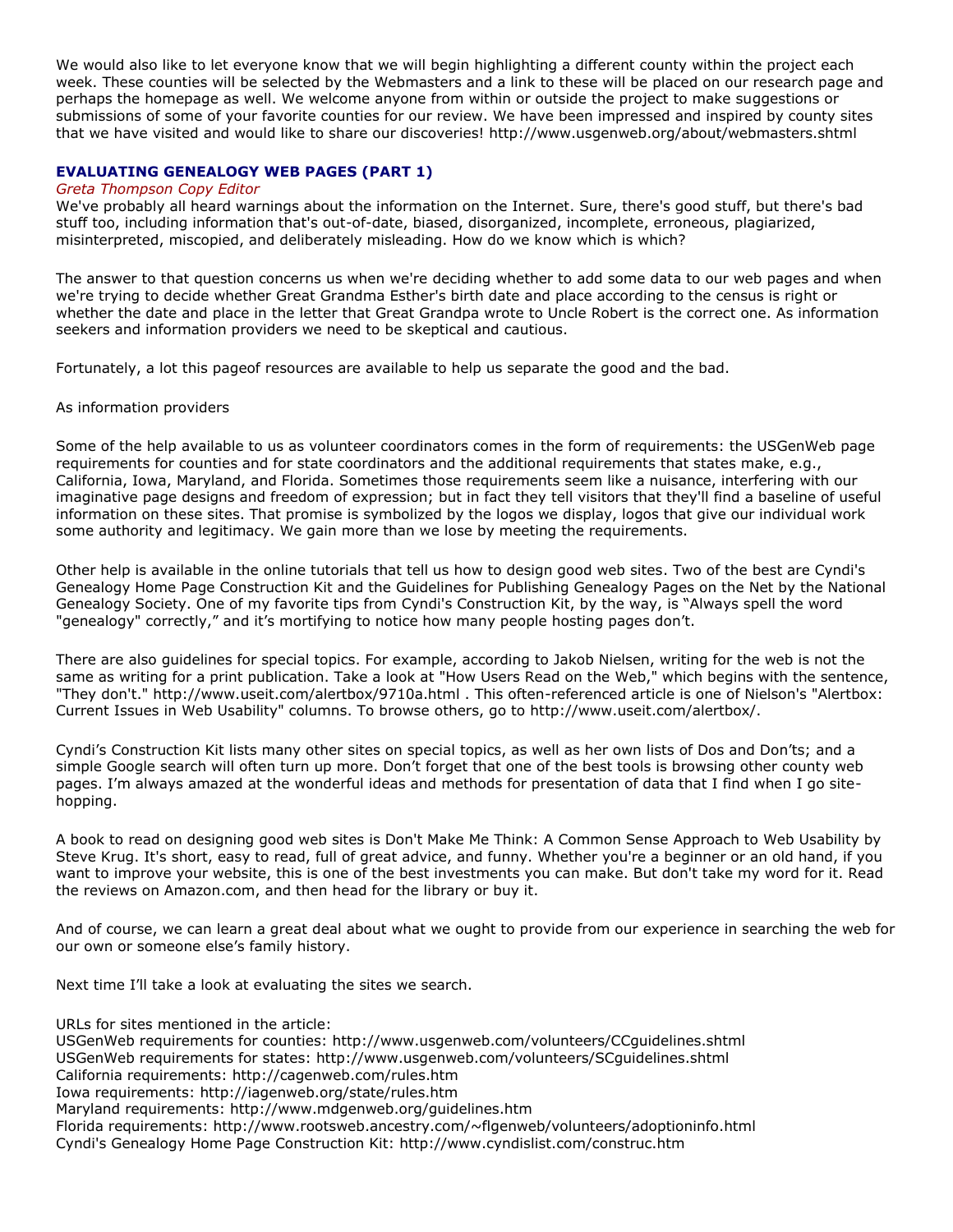We would also like to let everyone know that we will begin highlighting a different county within the project each week. These counties will be selected by the Webmasters and a link to these will be placed on our research page and perhaps the homepage as well. We welcome anyone from within or outside the project to make suggestions or submissions of some of your favorite counties for our review. We have been impressed and inspired by county sites that we have visited and would like to share our discoveries! http://www.usgenweb.org/about/webmasters.shtml

### EVALUATING GENEALOGY WEB PAGES (PART 1)

*Greta Thompson Copy Editor*

We've probably all heard warnings about the information on the Internet. Sure, there's good stuff, but there's bad stuff too, including information that's out-of-date, biased, disorganized, incomplete, erroneous, plagiarized, misinterpreted, miscopied, and deliberately misleading. How do we know which is which?

The answer to that question concerns us when we're deciding whether to add some data to our web pages and when we're trying to decide whether Great Grandma Esther's birth date and place according to the census is right or whether the date and place in the letter that Great Grandpa wrote to Uncle Robert is the correct one. As information seekers and information providers we need to be skeptical and cautious.

Fortunately, a lot this pageof resources are available to help us separate the good and the bad.

As information providers

Some of the help available to us as volunteer coordinators comes in the form of requirements: the USGenWeb page requirements for counties and for state coordinators and the additional requirements that states make, e.g., California, Iowa, Maryland, and Florida. Sometimes those requirements seem like a nuisance, interfering with our imaginative page designs and freedom of expression; but in fact they tell visitors that they'll find a baseline of useful information on these sites. That promise is symbolized by the logos we display, logos that give our individual work some authority and legitimacy. We gain more than we lose by meeting the requirements.

Other help is available in the online tutorials that tell us how to design good web sites. Two of the best are Cyndi's Genealogy Home Page Construction Kit and the Guidelines for Publishing Genealogy Pages on the Net by the National Genealogy Society. One of my favorite tips from Cyndi's Construction Kit, by the way, is "Always spell the word "genealogy" correctly," and it's mortifying to notice how many people hosting pages don't.

There are also guidelines for special topics. For example, according to Jakob Nielsen, writing for the web is not the same as writing for a print publication. Take a look at "How Users Read on the Web," which begins with the sentence, "They don't." http://www.useit.com/alertbox/9710a.html . This often-referenced article is one of Nielson's "Alertbox: Current Issues in Web Usability" columns. To browse others, go to http://www.useit.com/alertbox/.

Cyndi's Construction Kit lists many other sites on special topics, as well as her own lists of Dos and Don'ts; and a simple Google search will often turn up more. Don't forget that one of the best tools is browsing other county web pages. I'm always amazed at the wonderful ideas and methods for presentation of data that I find when I go site-hopping.

A book to read on designing good web sites is Don't Make Me Think: A Common Sense Approach to Web Usability by Steve Krug. It's short, easy to read, full of great advice, and funny. Whether you're a beginner or an old hand, if you want to improve your website, this is one of the best investments you can make. But don't take my word for it. Read the reviews on Amazon.com, and then head for the library or buy it.

And of course, we can learn a great deal about what we ought to provide from our experience in searching the web for our own or someone else's family history.

Next time I'll take a look at evaluating the sites we search.

URLs for sites mentioned in the article:
USGenWeb requirements for counties: http://www.usgenweb.com/volunteers/CCguidelines.shtml
USGenWeb requirements for states: http://www.usgenweb.com/volunteers/SCguidelines.shtml
California requirements: http://cagenweb.com/rules.htm
Iowa requirements: http://iagenweb.org/state/rules.htm
Maryland requirements: http://www.mdgenweb.org/guidelines.htm
Florida requirements: http://www.rootsweb.ancestry.com/~flgenweb/volunteers/adoptioninfo.html
Cyndi's Genealogy Home Page Construction Kit: http://www.cyndislist.com/construc.htm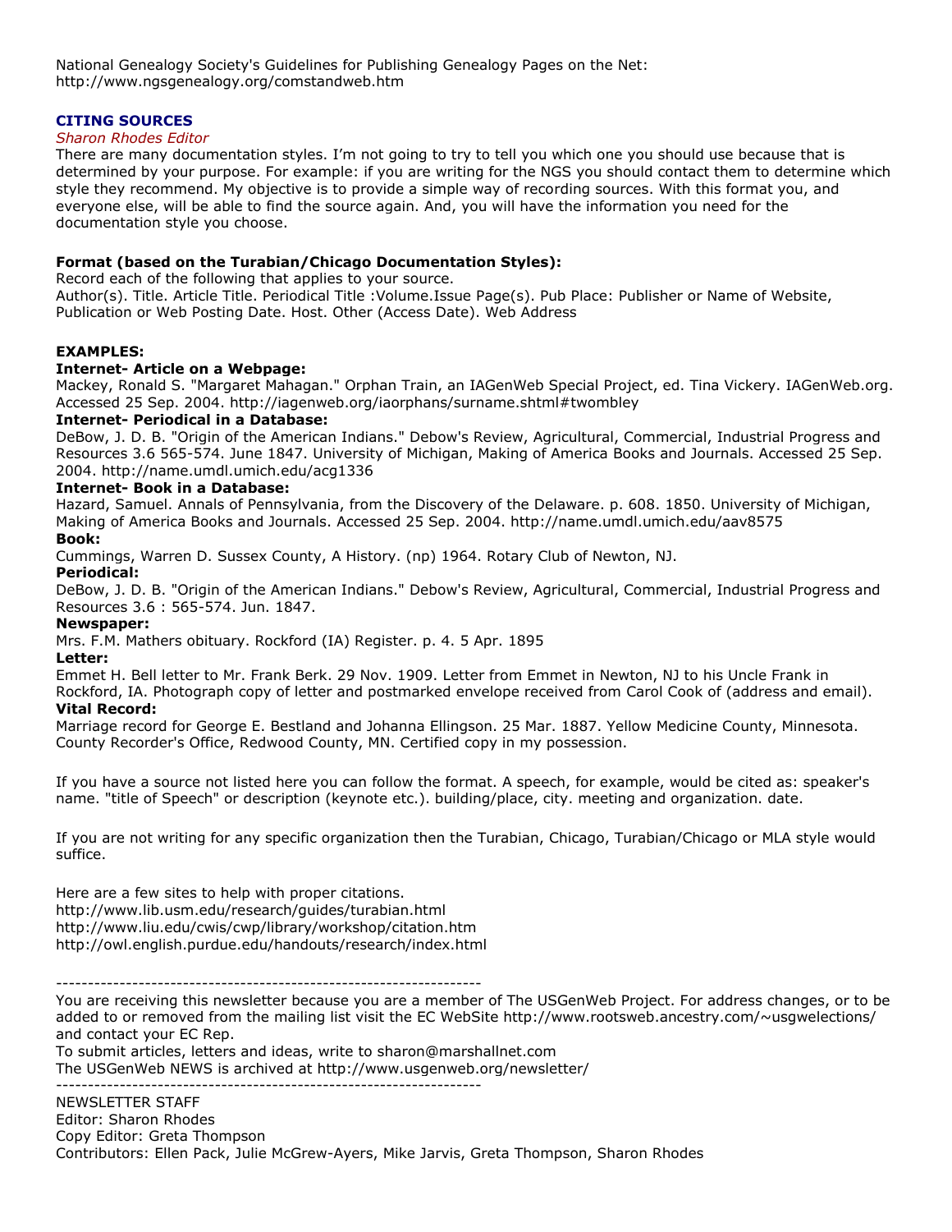National Genealogy Society's Guidelines for Publishing Genealogy Pages on the Net:
http://www.ngsgenealogy.org/comstandweb.htm

## CITING SOURCES

*Sharon Rhodes Editor*

There are many documentation styles. I'm not going to try to tell you which one you should use because that is determined by your purpose. For example: if you are writing for the NGS you should contact them to determine which style they recommend. My objective is to provide a simple way of recording sources. With this format you, and everyone else, will be able to find the source again. And, you will have the information you need for the documentation style you choose.

**Format (based on the Turabian/Chicago Documentation Styles):**

Record each of the following that applies to your source.
Author(s). Title. Article Title. Periodical Title :Volume.Issue Page(s). Pub Place: Publisher or Name of Website, Publication or Web Posting Date. Host. Other (Access Date). Web Address

**EXAMPLES:**

**Internet- Article on a Webpage:**
Mackey, Ronald S. "Margaret Mahagan." Orphan Train, an IAGenWeb Special Project, ed. Tina Vickery. IAGenWeb.org. Accessed 25 Sep. 2004. http://iagenweb.org/iaorphans/surname.shtml#twombley

**Internet- Periodical in a Database:**
DeBow, J. D. B. "Origin of the American Indians." Debow's Review, Agricultural, Commercial, Industrial Progress and Resources 3.6 565-574. June 1847. University of Michigan, Making of America Books and Journals. Accessed 25 Sep. 2004. http://name.umdl.umich.edu/acg1336

**Internet- Book in a Database:**
Hazard, Samuel. Annals of Pennsylvania, from the Discovery of the Delaware. p. 608. 1850. University of Michigan, Making of America Books and Journals. Accessed 25 Sep. 2004. http://name.umdl.umich.edu/aav8575

**Book:**
Cummings, Warren D. Sussex County, A History. (np) 1964. Rotary Club of Newton, NJ.

**Periodical:**
DeBow, J. D. B. "Origin of the American Indians." Debow's Review, Agricultural, Commercial, Industrial Progress and Resources 3.6 : 565-574. Jun. 1847.

**Newspaper:**
Mrs. F.M. Mathers obituary. Rockford (IA) Register. p. 4. 5 Apr. 1895

**Letter:**
Emmet H. Bell letter to Mr. Frank Berk. 29 Nov. 1909. Letter from Emmet in Newton, NJ to his Uncle Frank in Rockford, IA. Photograph copy of letter and postmarked envelope received from Carol Cook of (address and email).

**Vital Record:**
Marriage record for George E. Bestland and Johanna Ellingson. 25 Mar. 1887. Yellow Medicine County, Minnesota. County Recorder's Office, Redwood County, MN. Certified copy in my possession.

If you have a source not listed here you can follow the format. A speech, for example, would be cited as: speaker's name. "title of Speech" or description (keynote etc.). building/place, city. meeting and organization. date.

If you are not writing for any specific organization then the Turabian, Chicago, Turabian/Chicago or MLA style would suffice.

Here are a few sites to help with proper citations.
http://www.lib.usm.edu/research/guides/turabian.html
http://www.liu.edu/cwis/cwp/library/workshop/citation.htm
http://owl.english.purdue.edu/handouts/research/index.html

---

You are receiving this newsletter because you are a member of The USGenWeb Project. For address changes, or to be added to or removed from the mailing list visit the EC WebSite http://www.rootsweb.ancestry.com/~usgwelections/ and contact your EC Rep.
To submit articles, letters and ideas, write to sharon@marshallnet.com
The USGenWeb NEWS is archived at http://www.usgenweb.org/newsletter/

---

NEWSLETTER STAFF
Editor: Sharon Rhodes
Copy Editor: Greta Thompson
Contributors: Ellen Pack, Julie McGrew-Ayers, Mike Jarvis, Greta Thompson, Sharon Rhodes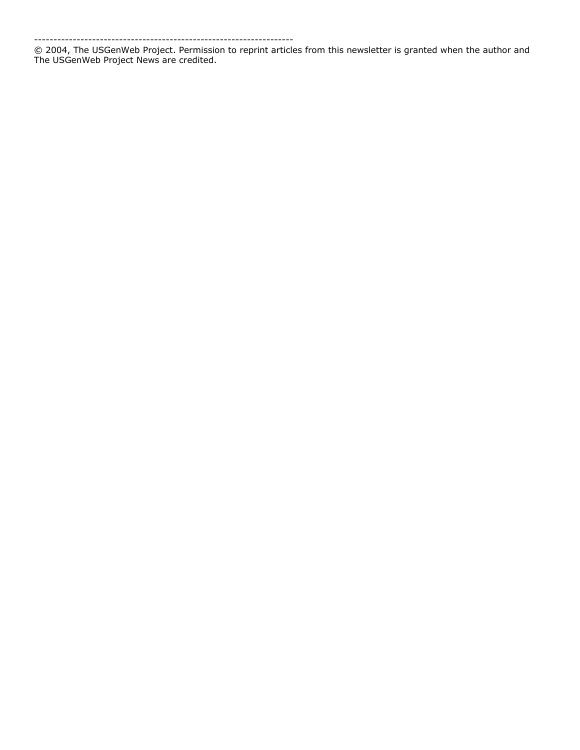--------------------------------------------------------------------

© 2004, The USGenWeb Project. Permission to reprint articles from this newsletter is granted when the author and The USGenWeb Project News are credited.